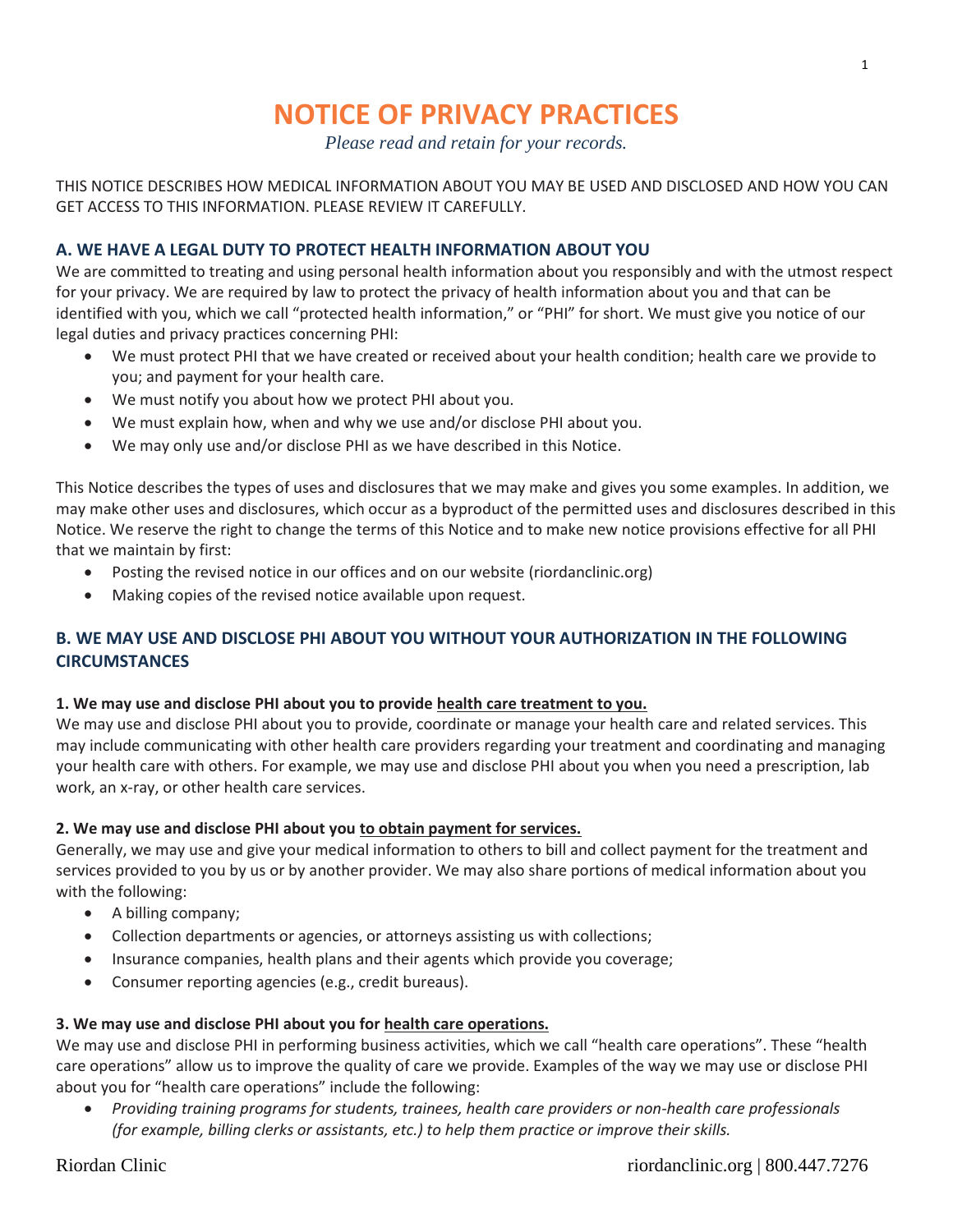# NOTICE OF PRIVACY PRACTICES

*Please read and retain for your records.*

THIS NOTICE DESCRIBES HOW MEDICAL INFORMATION ABOUT YOU MAY BE USED AND DISCLOSED AND HOW YOU CAN GET ACCESS TO THIS INFORMATION. PLEASE REVIEW IT CAREFULLY.

## A. WE HAVE A LEGAL DUTY TO PROTECT HEALTH INFORMATION ABOUT YOU

We are committed to treating and using personal health information about you responsibly and with the utmost respect for your privacy. We are required by law to protect the privacy of health information about you and that can be identified with you, which we call "protected health information," or "PHI" for short. We must give you notice of our legal duties and privacy practices concerning PHI:

- We must protect PHI that we have created or received about your health condition; health care we provide to you; and payment for your health care.
- We must notify you about how we protect PHI about you.
- We must explain how, when and why we use and/or disclose PHI about you.
- We may only use and/or disclose PHI as we have described in this Notice.

This Notice describes the types of uses and disclosures that we may make and gives you some examples. In addition, we may make other uses and disclosures, which occur as a byproduct of the permitted uses and disclosures described in this Notice. We reserve the right to change the terms of this Notice and to make new notice provisions effective for all PHI that we maintain by first:

- Posting the revised notice in our offices and on our website (riordanclinic.org)
- Making copies of the revised notice available upon request.

## B. WE MAY USE AND DISCLOSE PHI ABOUT YOU WITHOUT YOUR AUTHORIZATION IN THE FOLLOWING CIRCUMSTANCES

**1. We may use and disclose PHI about you to provide health care treatment to you.**

We may use and disclose PHI about you to provide, coordinate or manage your health care and related services. This may include communicating with other health care providers regarding your treatment and coordinating and managing your health care with others. For example, we may use and disclose PHI about you when you need a prescription, lab work, an x-ray, or other health care services.

**2. We may use and disclose PHI about you to obtain payment for services.**

Generally, we may use and give your medical information to others to bill and collect payment for the treatment and services provided to you by us or by another provider. We may also share portions of medical information about you with the following:

- A billing company;
- Collection departments or agencies, or attorneys assisting us with collections;
- Insurance companies, health plans and their agents which provide you coverage;
- Consumer reporting agencies (e.g., credit bureaus).

**3. We may use and disclose PHI about you for health care operations.**

We may use and disclose PHI in performing business activities, which we call "health care operations". These "health care operations" allow us to improve the quality of care we provide. Examples of the way we may use or disclose PHI about you for "health care operations" include the following:

- *Providing training programs for students, trainees, health care providers or non-health care professionals (for example, billing clerks or assistants, etc.) to help them practice or improve their skills.*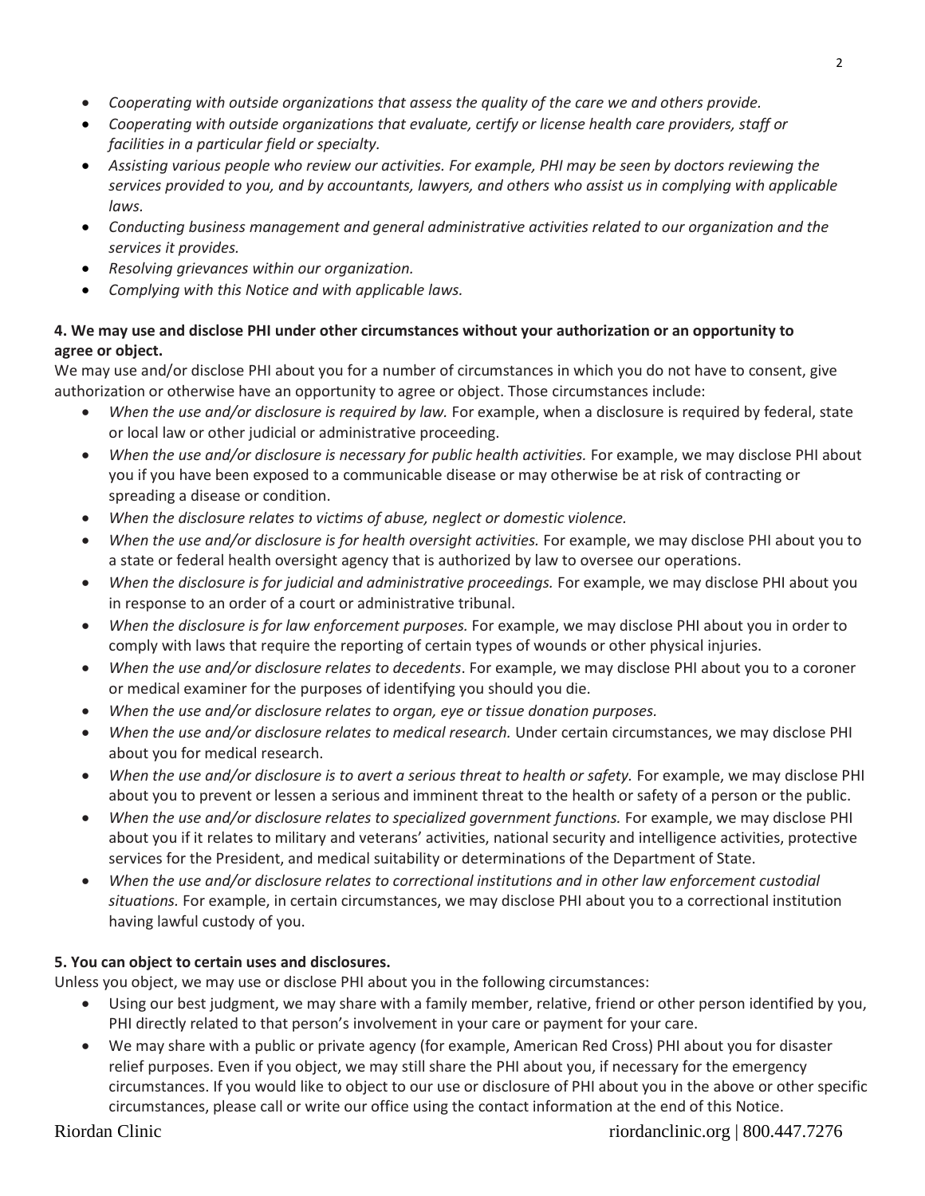- *Cooperating with outside organizations that assess the quality of the care we and others provide.*
- *Cooperating with outside organizations that evaluate, certify or license health care providers, staff or facilities in a particular field or specialty.*
- *Assisting various people who review our activities. For example, PHI may be seen by doctors reviewing the services provided to you, and by accountants, lawyers, and others who assist us in complying with applicable laws.*
- *Conducting business management and general administrative activities related to our organization and the services it provides.*
- *Resolving grievances within our organization.*
- *Complying with this Notice and with applicable laws.*

**4. We may use and disclose PHI under other circumstances without your authorization or an opportunity to agree or object.**

We may use and/or disclose PHI about you for a number of circumstances in which you do not have to consent, give authorization or otherwise have an opportunity to agree or object. Those circumstances include:

- *When the use and/or disclosure is required by law.* For example, when a disclosure is required by federal, state or local law or other judicial or administrative proceeding.
- *When the use and/or disclosure is necessary for public health activities.* For example, we may disclose PHI about you if you have been exposed to a communicable disease or may otherwise be at risk of contracting or spreading a disease or condition.
- *When the disclosure relates to victims of abuse, neglect or domestic violence.*
- *When the use and/or disclosure is for health oversight activities.* For example, we may disclose PHI about you to a state or federal health oversight agency that is authorized by law to oversee our operations.
- *When the disclosure is for judicial and administrative proceedings.* For example, we may disclose PHI about you in response to an order of a court or administrative tribunal.
- *When the disclosure is for law enforcement purposes.* For example, we may disclose PHI about you in order to comply with laws that require the reporting of certain types of wounds or other physical injuries.
- *When the use and/or disclosure relates to decedents*. For example, we may disclose PHI about you to a coroner or medical examiner for the purposes of identifying you should you die.
- *When the use and/or disclosure relates to organ, eye or tissue donation purposes.*
- *When the use and/or disclosure relates to medical research.* Under certain circumstances, we may disclose PHI about you for medical research.
- *When the use and/or disclosure is to avert a serious threat to health or safety.* For example, we may disclose PHI about you to prevent or lessen a serious and imminent threat to the health or safety of a person or the public.
- *When the use and/or disclosure relates to specialized government functions.* For example, we may disclose PHI about you if it relates to military and veterans' activities, national security and intelligence activities, protective services for the President, and medical suitability or determinations of the Department of State.
- *When the use and/or disclosure relates to correctional institutions and in other law enforcement custodial situations.* For example, in certain circumstances, we may disclose PHI about you to a correctional institution having lawful custody of you.

**5. You can object to certain uses and disclosures.**

Unless you object, we may use or disclose PHI about you in the following circumstances:

- Using our best judgment, we may share with a family member, relative, friend or other person identified by you, PHI directly related to that person's involvement in your care or payment for your care.
- We may share with a public or private agency (for example, American Red Cross) PHI about you for disaster relief purposes. Even if you object, we may still share the PHI about you, if necessary for the emergency circumstances. If you would like to object to our use or disclosure of PHI about you in the above or other specific circumstances, please call or write our office using the contact information at the end of this Notice.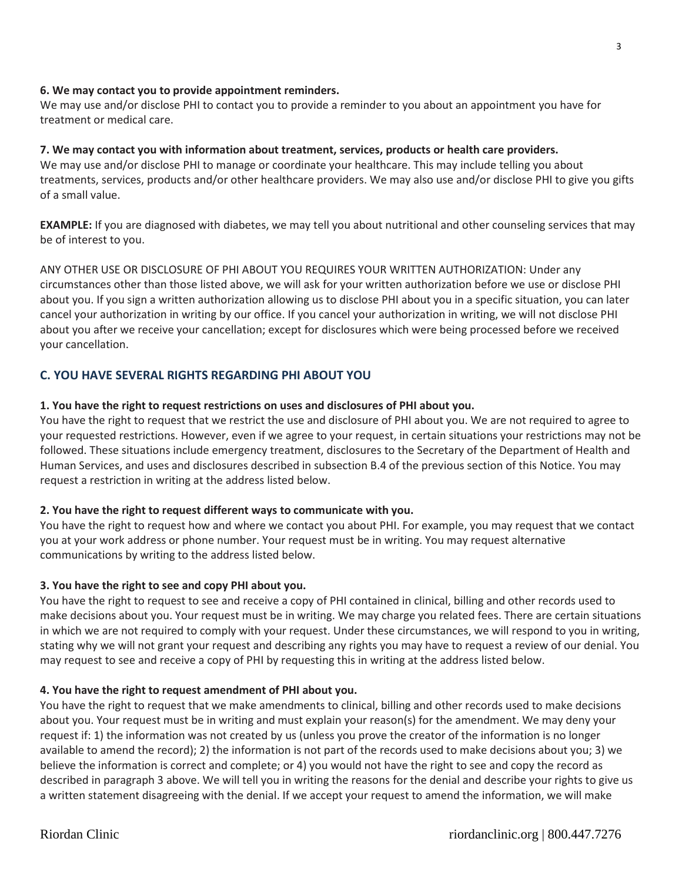**6. We may contact you to provide appointment reminders.**
We may use and/or disclose PHI to contact you to provide a reminder to you about an appointment you have for treatment or medical care.

**7. We may contact you with information about treatment, services, products or health care providers.**
We may use and/or disclose PHI to manage or coordinate your healthcare. This may include telling you about treatments, services, products and/or other healthcare providers. We may also use and/or disclose PHI to give you gifts of a small value.

**EXAMPLE:** If you are diagnosed with diabetes, we may tell you about nutritional and other counseling services that may be of interest to you.

ANY OTHER USE OR DISCLOSURE OF PHI ABOUT YOU REQUIRES YOUR WRITTEN AUTHORIZATION: Under any circumstances other than those listed above, we will ask for your written authorization before we use or disclose PHI about you. If you sign a written authorization allowing us to disclose PHI about you in a specific situation, you can later cancel your authorization in writing by our office. If you cancel your authorization in writing, we will not disclose PHI about you after we receive your cancellation; except for disclosures which were being processed before we received your cancellation.

## C. YOU HAVE SEVERAL RIGHTS REGARDING PHI ABOUT YOU

**1. You have the right to request restrictions on uses and disclosures of PHI about you.**
You have the right to request that we restrict the use and disclosure of PHI about you. We are not required to agree to your requested restrictions. However, even if we agree to your request, in certain situations your restrictions may not be followed. These situations include emergency treatment, disclosures to the Secretary of the Department of Health and Human Services, and uses and disclosures described in subsection B.4 of the previous section of this Notice. You may request a restriction in writing at the address listed below.

**2. You have the right to request different ways to communicate with you.**
You have the right to request how and where we contact you about PHI. For example, you may request that we contact you at your work address or phone number. Your request must be in writing. You may request alternative communications by writing to the address listed below.

**3. You have the right to see and copy PHI about you.**
You have the right to request to see and receive a copy of PHI contained in clinical, billing and other records used to make decisions about you. Your request must be in writing. We may charge you related fees. There are certain situations in which we are not required to comply with your request. Under these circumstances, we will respond to you in writing, stating why we will not grant your request and describing any rights you may have to request a review of our denial. You may request to see and receive a copy of PHI by requesting this in writing at the address listed below.

**4. You have the right to request amendment of PHI about you.**
You have the right to request that we make amendments to clinical, billing and other records used to make decisions about you. Your request must be in writing and must explain your reason(s) for the amendment. We may deny your request if: 1) the information was not created by us (unless you prove the creator of the information is no longer available to amend the record); 2) the information is not part of the records used to make decisions about you; 3) we believe the information is correct and complete; or 4) you would not have the right to see and copy the record as described in paragraph 3 above. We will tell you in writing the reasons for the denial and describe your rights to give us a written statement disagreeing with the denial. If we accept your request to amend the information, we will make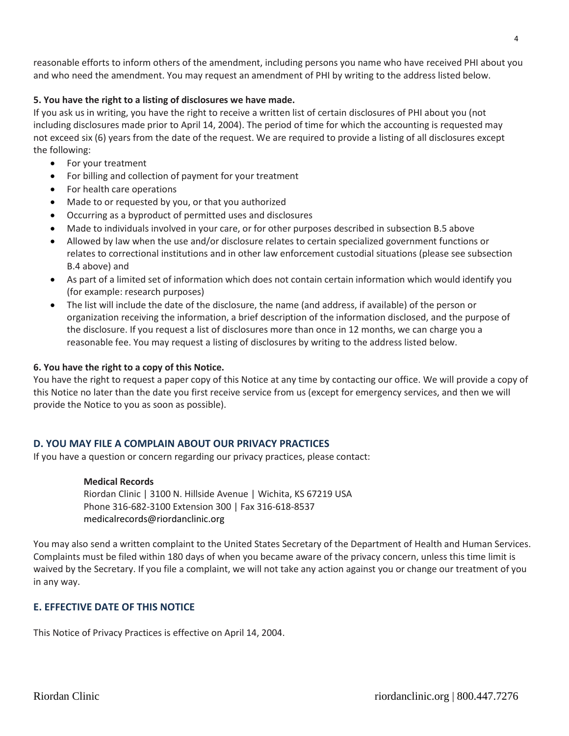reasonable efforts to inform others of the amendment, including persons you name who have received PHI about you and who need the amendment. You may request an amendment of PHI by writing to the address listed below.

**5. You have the right to a listing of disclosures we have made.**

If you ask us in writing, you have the right to receive a written list of certain disclosures of PHI about you (not including disclosures made prior to April 14, 2004). The period of time for which the accounting is requested may not exceed six (6) years from the date of the request. We are required to provide a listing of all disclosures except the following:

- For your treatment
- For billing and collection of payment for your treatment
- For health care operations
- Made to or requested by you, or that you authorized
- Occurring as a byproduct of permitted uses and disclosures
- Made to individuals involved in your care, or for other purposes described in subsection B.5 above
- Allowed by law when the use and/or disclosure relates to certain specialized government functions or relates to correctional institutions and in other law enforcement custodial situations (please see subsection B.4 above) and
- As part of a limited set of information which does not contain certain information which would identify you (for example: research purposes)
- The list will include the date of the disclosure, the name (and address, if available) of the person or organization receiving the information, a brief description of the information disclosed, and the purpose of the disclosure. If you request a list of disclosures more than once in 12 months, we can charge you a reasonable fee. You may request a listing of disclosures by writing to the address listed below.

**6. You have the right to a copy of this Notice.**

You have the right to request a paper copy of this Notice at any time by contacting our office. We will provide a copy of this Notice no later than the date you first receive service from us (except for emergency services, and then we will provide the Notice to you as soon as possible).

## D. YOU MAY FILE A COMPLAIN ABOUT OUR PRIVACY PRACTICES

If you have a question or concern regarding our privacy practices, please contact:

**Medical Records**
Riordan Clinic | 3100 N. Hillside Avenue | Wichita, KS 67219 USA
Phone 316-682-3100 Extension 300 | Fax 316-618-8537
medicalrecords@riordanclinic.org

You may also send a written complaint to the United States Secretary of the Department of Health and Human Services. Complaints must be filed within 180 days of when you became aware of the privacy concern, unless this time limit is waived by the Secretary. If you file a complaint, we will not take any action against you or change our treatment of you in any way.

## E. EFFECTIVE DATE OF THIS NOTICE

This Notice of Privacy Practices is effective on April 14, 2004.